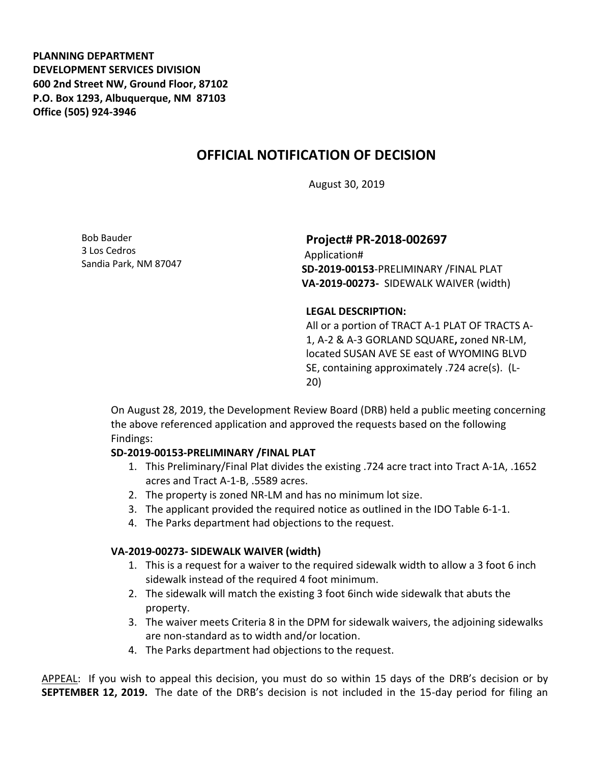**PLANNING DEPARTMENT**
**DEVELOPMENT SERVICES DIVISION**
**600 2nd Street NW, Ground Floor, 87102**
**P.O. Box 1293, Albuquerque, NM 87103**
**Office (505) 924-3946**

# OFFICIAL NOTIFICATION OF DECISION

August 30, 2019

Bob Bauder
3 Los Cedros
Sandia Park, NM 87047

**Project# PR-2018-002697**
Application#
**SD-2019-00153**-PRELIMINARY /FINAL PLAT
**VA-2019-00273-** SIDEWALK WAIVER (width)

**LEGAL DESCRIPTION:**
All or a portion of TRACT A-1 PLAT OF TRACTS A-1, A-2 & A-3 GORLAND SQUARE**,** zoned NR-LM, located SUSAN AVE SE east of WYOMING BLVD SE, containing approximately .724 acre(s). (L-20)

On August 28, 2019, the Development Review Board (DRB) held a public meeting concerning the above referenced application and approved the requests based on the following Findings:

**SD-2019-00153-PRELIMINARY /FINAL PLAT**

1. This Preliminary/Final Plat divides the existing .724 acre tract into Tract A-1A, .1652 acres and Tract A-1-B, .5589 acres.
2. The property is zoned NR-LM and has no minimum lot size.
3. The applicant provided the required notice as outlined in the IDO Table 6-1-1.
4. The Parks department had objections to the request.

**VA-2019-00273- SIDEWALK WAIVER (width)**

1. This is a request for a waiver to the required sidewalk width to allow a 3 foot 6 inch sidewalk instead of the required 4 foot minimum.
2. The sidewalk will match the existing 3 foot 6inch wide sidewalk that abuts the property.
3. The waiver meets Criteria 8 in the DPM for sidewalk waivers, the adjoining sidewalks are non-standard as to width and/or location.
4. The Parks department had objections to the request.

APPEAL: If you wish to appeal this decision, you must do so within 15 days of the DRB's decision or by **SEPTEMBER 12, 2019.** The date of the DRB's decision is not included in the 15-day period for filing an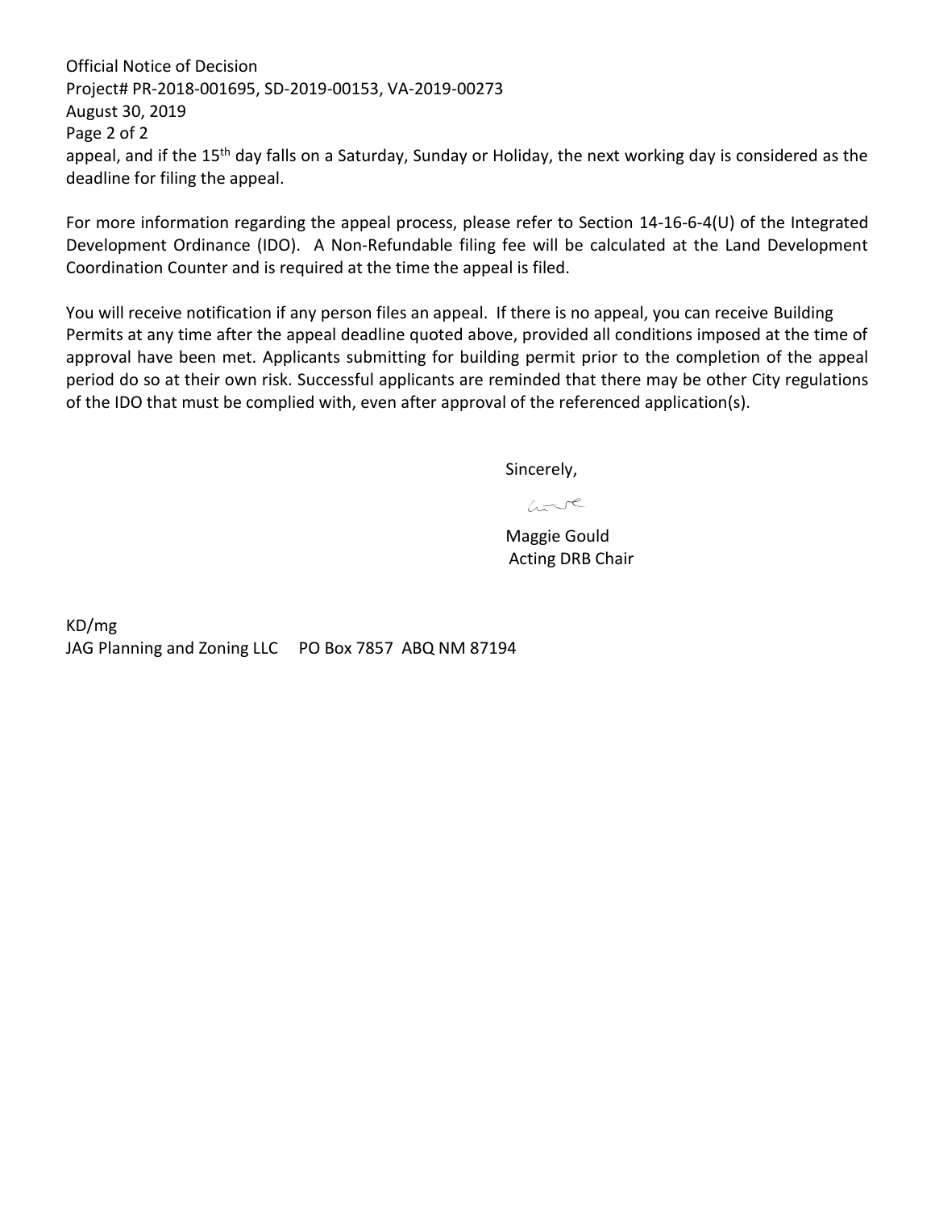appeal, and if the 15th day falls on a Saturday, Sunday or Holiday, the next working day is considered as the deadline for filing the appeal.

For more information regarding the appeal process, please refer to Section 14-16-6-4(U) of the Integrated Development Ordinance (IDO). A Non-Refundable filing fee will be calculated at the Land Development Coordination Counter and is required at the time the appeal is filed.

You will receive notification if any person files an appeal. If there is no appeal, you can receive Building Permits at any time after the appeal deadline quoted above, provided all conditions imposed at the time of approval have been met. Applicants submitting for building permit prior to the completion of the appeal period do so at their own risk. Successful applicants are reminded that there may be other City regulations of the IDO that must be complied with, even after approval of the referenced application(s).

Sincerely,

Maggie Gould
Acting DRB Chair

KD/mg
JAG Planning and Zoning LLC PO Box 7857 ABQ NM 87194